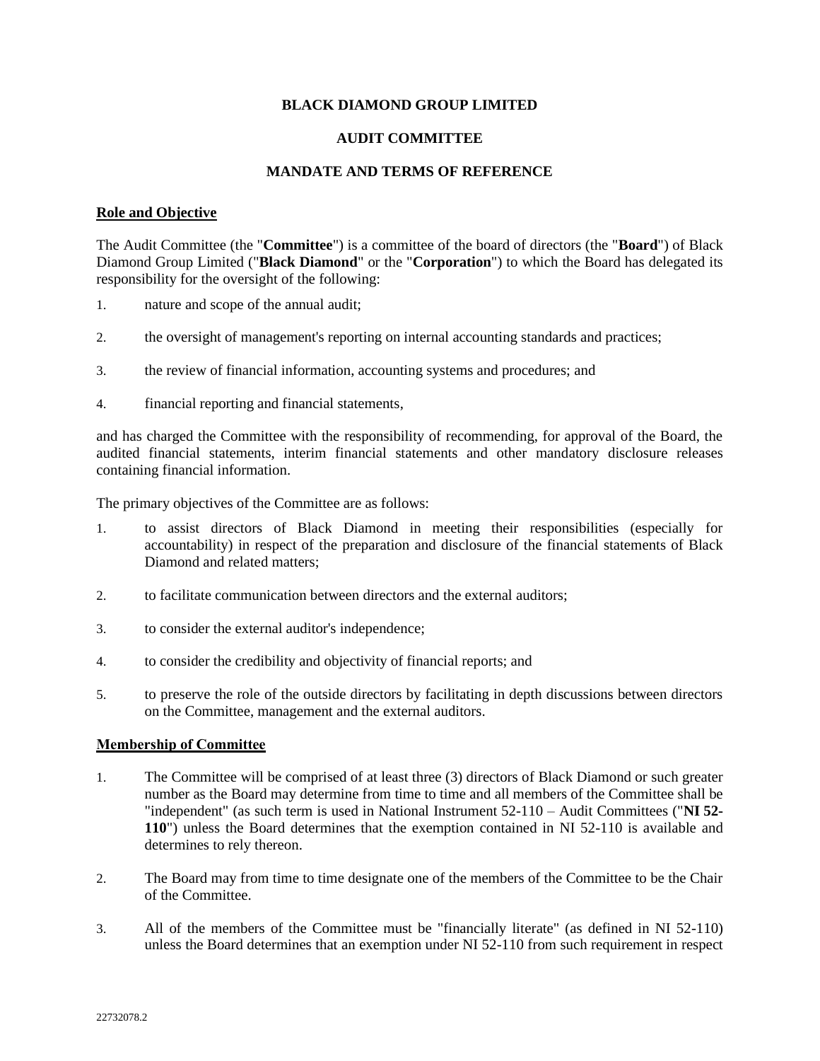**BLACK DIAMOND GROUP LIMITED**

**AUDIT COMMITTEE**

**MANDATE AND TERMS OF REFERENCE**

## Role and Objective

The Audit Committee (the "**Committee**") is a committee of the board of directors (the "**Board**") of Black Diamond Group Limited ("**Black Diamond**" or the "**Corporation**") to which the Board has delegated its responsibility for the oversight of the following:

1. nature and scope of the annual audit;
2. the oversight of management's reporting on internal accounting standards and practices;
3. the review of financial information, accounting systems and procedures; and
4. financial reporting and financial statements,

and has charged the Committee with the responsibility of recommending, for approval of the Board, the audited financial statements, interim financial statements and other mandatory disclosure releases containing financial information.

The primary objectives of the Committee are as follows:

1. to assist directors of Black Diamond in meeting their responsibilities (especially for accountability) in respect of the preparation and disclosure of the financial statements of Black Diamond and related matters;
2. to facilitate communication between directors and the external auditors;
3. to consider the external auditor's independence;
4. to consider the credibility and objectivity of financial reports; and
5. to preserve the role of the outside directors by facilitating in depth discussions between directors on the Committee, management and the external auditors.

## Membership of Committee

1. The Committee will be comprised of at least three (3) directors of Black Diamond or such greater number as the Board may determine from time to time and all members of the Committee shall be "independent" (as such term is used in National Instrument 52-110 – Audit Committees ("**NI 52-110**") unless the Board determines that the exemption contained in NI 52-110 is available and determines to rely thereon.
2. The Board may from time to time designate one of the members of the Committee to be the Chair of the Committee.
3. All of the members of the Committee must be "financially literate" (as defined in NI 52-110) unless the Board determines that an exemption under NI 52-110 from such requirement in respect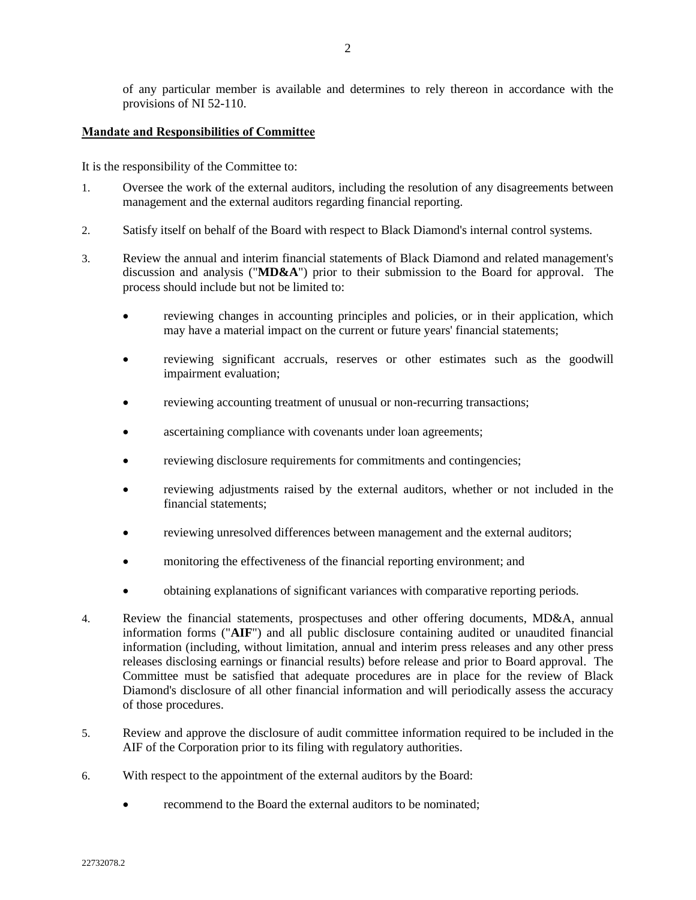of any particular member is available and determines to rely thereon in accordance with the provisions of NI 52-110.

**Mandate and Responsibilities of Committee**

It is the responsibility of the Committee to:

1. Oversee the work of the external auditors, including the resolution of any disagreements between management and the external auditors regarding financial reporting.

2. Satisfy itself on behalf of the Board with respect to Black Diamond's internal control systems.

3. Review the annual and interim financial statements of Black Diamond and related management's discussion and analysis ("**MD&A**") prior to their submission to the Board for approval. The process should include but not be limited to:

   - reviewing changes in accounting principles and policies, or in their application, which may have a material impact on the current or future years' financial statements;
   - reviewing significant accruals, reserves or other estimates such as the goodwill impairment evaluation;
   - reviewing accounting treatment of unusual or non-recurring transactions;
   - ascertaining compliance with covenants under loan agreements;
   - reviewing disclosure requirements for commitments and contingencies;
   - reviewing adjustments raised by the external auditors, whether or not included in the financial statements;
   - reviewing unresolved differences between management and the external auditors;
   - monitoring the effectiveness of the financial reporting environment; and
   - obtaining explanations of significant variances with comparative reporting periods.

4. Review the financial statements, prospectuses and other offering documents, MD&A, annual information forms ("**AIF**") and all public disclosure containing audited or unaudited financial information (including, without limitation, annual and interim press releases and any other press releases disclosing earnings or financial results) before release and prior to Board approval. The Committee must be satisfied that adequate procedures are in place for the review of Black Diamond's disclosure of all other financial information and will periodically assess the accuracy of those procedures.

5. Review and approve the disclosure of audit committee information required to be included in the AIF of the Corporation prior to its filing with regulatory authorities.

6. With respect to the appointment of the external auditors by the Board:

   - recommend to the Board the external auditors to be nominated;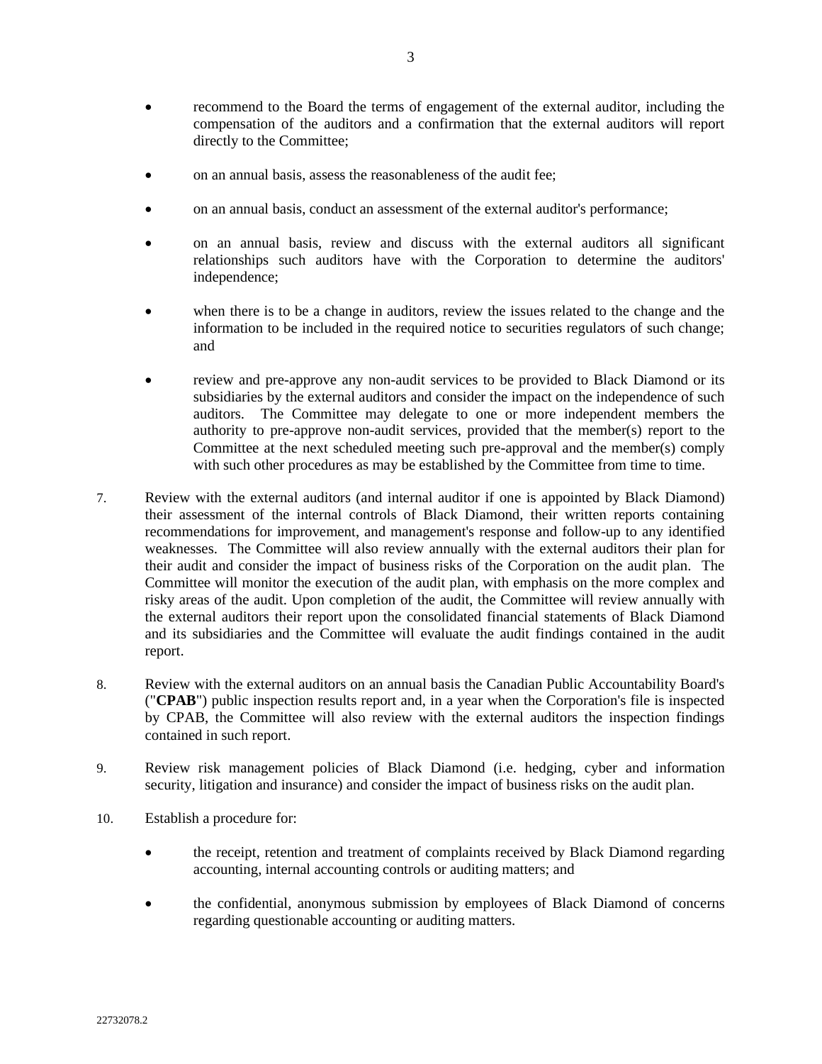- recommend to the Board the terms of engagement of the external auditor, including the compensation of the auditors and a confirmation that the external auditors will report directly to the Committee;

- on an annual basis, assess the reasonableness of the audit fee;

- on an annual basis, conduct an assessment of the external auditor's performance;

- on an annual basis, review and discuss with the external auditors all significant relationships such auditors have with the Corporation to determine the auditors' independence;

- when there is to be a change in auditors, review the issues related to the change and the information to be included in the required notice to securities regulators of such change; and

- review and pre-approve any non-audit services to be provided to Black Diamond or its subsidiaries by the external auditors and consider the impact on the independence of such auditors. The Committee may delegate to one or more independent members the authority to pre-approve non-audit services, provided that the member(s) report to the Committee at the next scheduled meeting such pre-approval and the member(s) comply with such other procedures as may be established by the Committee from time to time.

7. Review with the external auditors (and internal auditor if one is appointed by Black Diamond) their assessment of the internal controls of Black Diamond, their written reports containing recommendations for improvement, and management's response and follow-up to any identified weaknesses. The Committee will also review annually with the external auditors their plan for their audit and consider the impact of business risks of the Corporation on the audit plan. The Committee will monitor the execution of the audit plan, with emphasis on the more complex and risky areas of the audit. Upon completion of the audit, the Committee will review annually with the external auditors their report upon the consolidated financial statements of Black Diamond and its subsidiaries and the Committee will evaluate the audit findings contained in the audit report.

8. Review with the external auditors on an annual basis the Canadian Public Accountability Board's ("**CPAB**") public inspection results report and, in a year when the Corporation's file is inspected by CPAB, the Committee will also review with the external auditors the inspection findings contained in such report.

9. Review risk management policies of Black Diamond (i.e. hedging, cyber and information security, litigation and insurance) and consider the impact of business risks on the audit plan.

10. Establish a procedure for:

    - the receipt, retention and treatment of complaints received by Black Diamond regarding accounting, internal accounting controls or auditing matters; and

    - the confidential, anonymous submission by employees of Black Diamond of concerns regarding questionable accounting or auditing matters.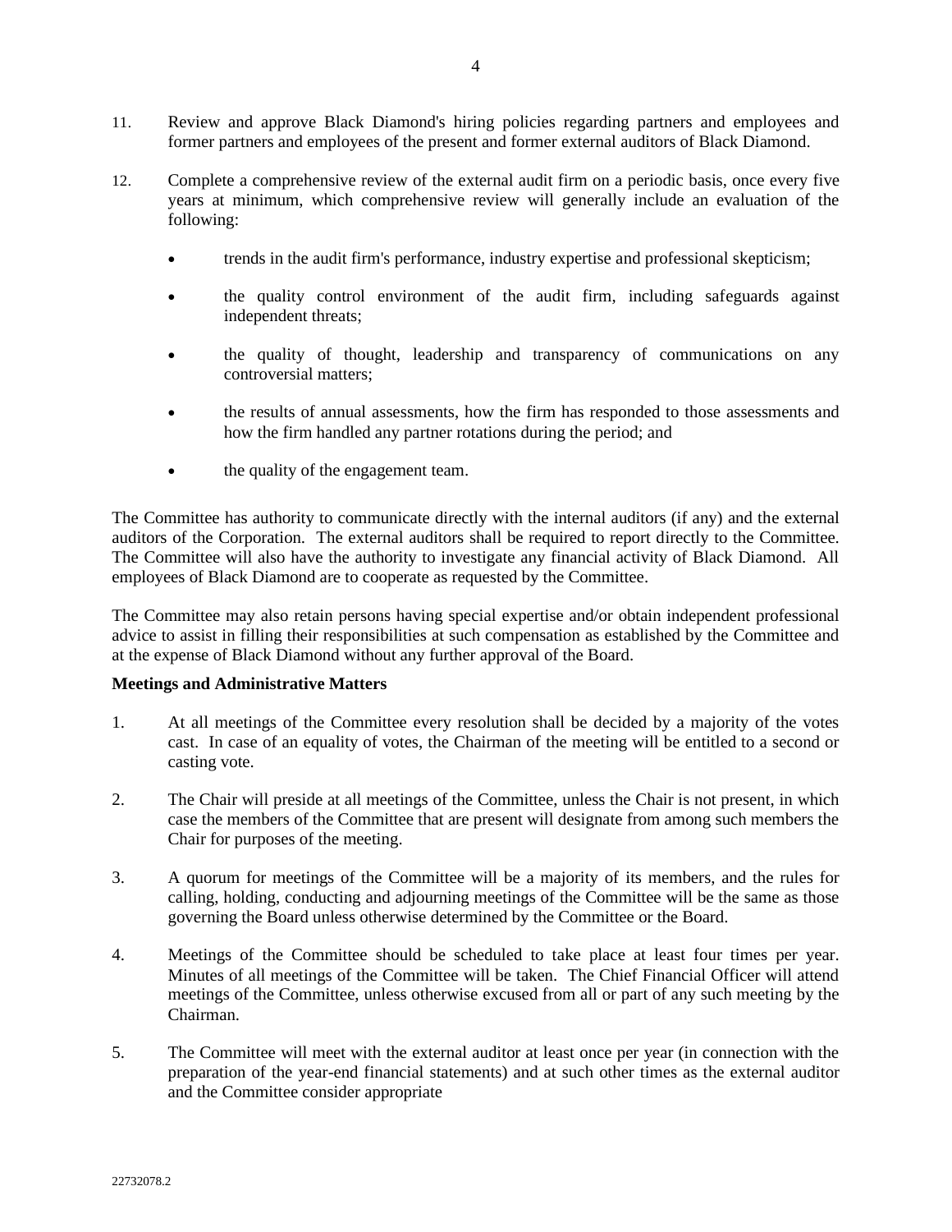11. Review and approve Black Diamond's hiring policies regarding partners and employees and former partners and employees of the present and former external auditors of Black Diamond.

12. Complete a comprehensive review of the external audit firm on a periodic basis, once every five years at minimum, which comprehensive review will generally include an evaluation of the following:

    - trends in the audit firm's performance, industry expertise and professional skepticism;
    - the quality control environment of the audit firm, including safeguards against independent threats;
    - the quality of thought, leadership and transparency of communications on any controversial matters;
    - the results of annual assessments, how the firm has responded to those assessments and how the firm handled any partner rotations during the period; and
    - the quality of the engagement team.

The Committee has authority to communicate directly with the internal auditors (if any) and the external auditors of the Corporation. The external auditors shall be required to report directly to the Committee. The Committee will also have the authority to investigate any financial activity of Black Diamond. All employees of Black Diamond are to cooperate as requested by the Committee.

The Committee may also retain persons having special expertise and/or obtain independent professional advice to assist in filling their responsibilities at such compensation as established by the Committee and at the expense of Black Diamond without any further approval of the Board.

**Meetings and Administrative Matters**

1. At all meetings of the Committee every resolution shall be decided by a majority of the votes cast. In case of an equality of votes, the Chairman of the meeting will be entitled to a second or casting vote.

2. The Chair will preside at all meetings of the Committee, unless the Chair is not present, in which case the members of the Committee that are present will designate from among such members the Chair for purposes of the meeting.

3. A quorum for meetings of the Committee will be a majority of its members, and the rules for calling, holding, conducting and adjourning meetings of the Committee will be the same as those governing the Board unless otherwise determined by the Committee or the Board.

4. Meetings of the Committee should be scheduled to take place at least four times per year. Minutes of all meetings of the Committee will be taken. The Chief Financial Officer will attend meetings of the Committee, unless otherwise excused from all or part of any such meeting by the Chairman.

5. The Committee will meet with the external auditor at least once per year (in connection with the preparation of the year-end financial statements) and at such other times as the external auditor and the Committee consider appropriate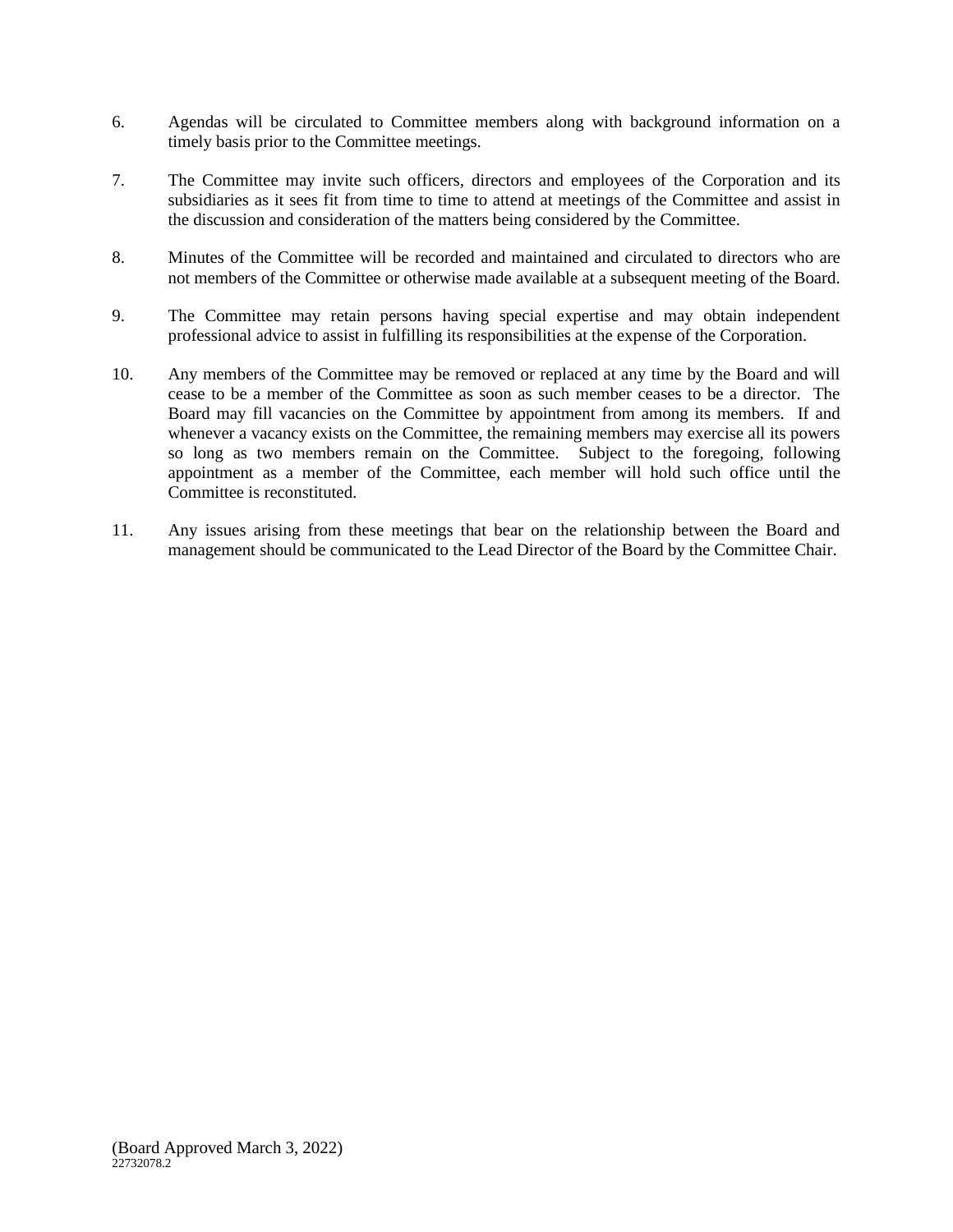6. Agendas will be circulated to Committee members along with background information on a timely basis prior to the Committee meetings.

7. The Committee may invite such officers, directors and employees of the Corporation and its subsidiaries as it sees fit from time to time to attend at meetings of the Committee and assist in the discussion and consideration of the matters being considered by the Committee.

8. Minutes of the Committee will be recorded and maintained and circulated to directors who are not members of the Committee or otherwise made available at a subsequent meeting of the Board.

9. The Committee may retain persons having special expertise and may obtain independent professional advice to assist in fulfilling its responsibilities at the expense of the Corporation.

10. Any members of the Committee may be removed or replaced at any time by the Board and will cease to be a member of the Committee as soon as such member ceases to be a director. The Board may fill vacancies on the Committee by appointment from among its members. If and whenever a vacancy exists on the Committee, the remaining members may exercise all its powers so long as two members remain on the Committee. Subject to the foregoing, following appointment as a member of the Committee, each member will hold such office until the Committee is reconstituted.

11. Any issues arising from these meetings that bear on the relationship between the Board and management should be communicated to the Lead Director of the Board by the Committee Chair.

(Board Approved March 3, 2022)
22732078.2